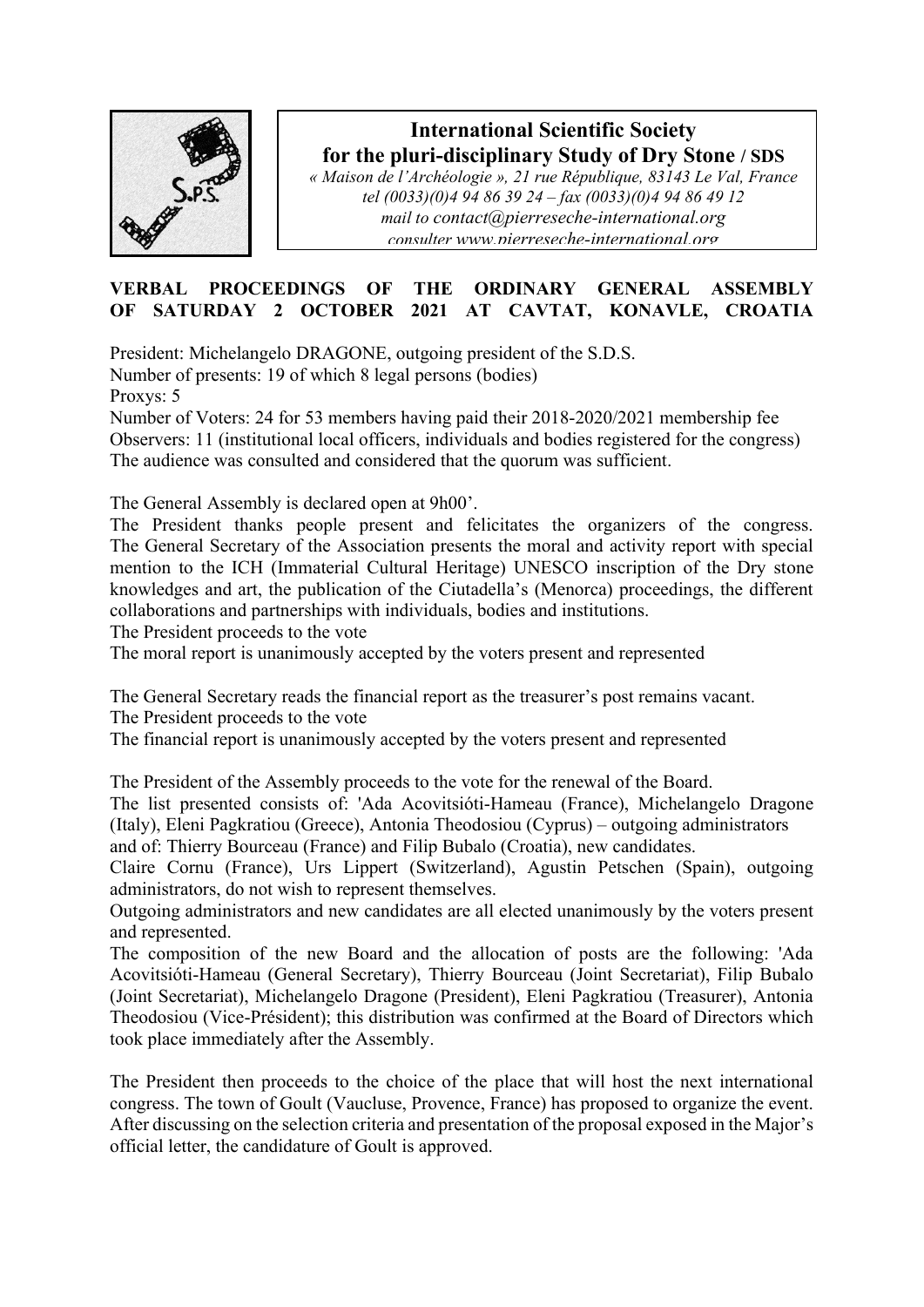**International Scientific Society for the pluri-disciplinary Study of Dry Stone / SDS**

*« Maison de l'Archéologie », 21 rue République, 83143 Le Val, France*
*tel (0033)(0)4 94 86 39 24 – fax (0033)(0)4 94 86 49 12*
*mail to contact@pierreseche-international.org*
*consulter www.pierreseche-international.org*

## VERBAL PROCEEDINGS OF THE ORDINARY GENERAL ASSEMBLY OF SATURDAY 2 OCTOBER 2021 AT CAVTAT, KONAVLE, CROATIA

President: Michelangelo DRAGONE, outgoing president of the S.D.S.
Number of presents: 19 of which 8 legal persons (bodies)
Proxys: 5
Number of Voters: 24 for 53 members having paid their 2018-2020/2021 membership fee
Observers: 11 (institutional local officers, individuals and bodies registered for the congress)
The audience was consulted and considered that the quorum was sufficient.

The General Assembly is declared open at 9h00'.
The President thanks people present and felicitates the organizers of the congress. The General Secretary of the Association presents the moral and activity report with special mention to the ICH (Immaterial Cultural Heritage) UNESCO inscription of the Dry stone knowledges and art, the publication of the Ciutadella's (Menorca) proceedings, the different collaborations and partnerships with individuals, bodies and institutions.
The President proceeds to the vote
The moral report is unanimously accepted by the voters present and represented

The General Secretary reads the financial report as the treasurer's post remains vacant.
The President proceeds to the vote
The financial report is unanimously accepted by the voters present and represented

The President of the Assembly proceeds to the vote for the renewal of the Board.
The list presented consists of: 'Ada Acovitsióti-Hameau (France), Michelangelo Dragone (Italy), Eleni Pagkratiou (Greece), Antonia Theodosiou (Cyprus) – outgoing administrators and of: Thierry Bourceau (France) and Filip Bubalo (Croatia), new candidates.
Claire Cornu (France), Urs Lippert (Switzerland), Agustin Petschen (Spain), outgoing administrators, do not wish to represent themselves.
Outgoing administrators and new candidates are all elected unanimously by the voters present and represented.
The composition of the new Board and the allocation of posts are the following: 'Ada Acovitsióti-Hameau (General Secretary), Thierry Bourceau (Joint Secretariat), Filip Bubalo (Joint Secretariat), Michelangelo Dragone (President), Eleni Pagkratiou (Treasurer), Antonia Theodosiou (Vice-Président); this distribution was confirmed at the Board of Directors which took place immediately after the Assembly.

The President then proceeds to the choice of the place that will host the next international congress. The town of Goult (Vaucluse, Provence, France) has proposed to organize the event. After discussing on the selection criteria and presentation of the proposal exposed in the Major's official letter, the candidature of Goult is approved.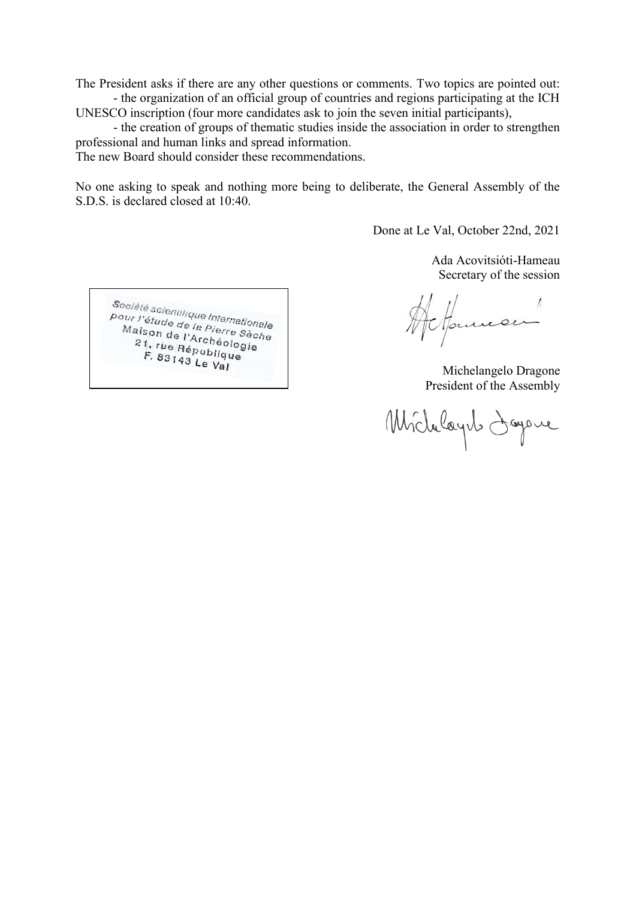The President asks if there are any other questions or comments. Two topics are pointed out:

- the organization of an official group of countries and regions participating at the ICH UNESCO inscription (four more candidates ask to join the seven initial participants),
- the creation of groups of thematic studies inside the association in order to strengthen professional and human links and spread information.

The new Board should consider these recommendations.

No one asking to speak and nothing more being to deliberate, the General Assembly of the S.D.S. is declared closed at 10:40.

Done at Le Val, October 22nd, 2021

Ada Acovitsióti-Hameau
Secretary of the session

Société scientifique internationale
pour l'étude de la Pierre Sèche
Maison de l'Archéologie
21, rue République
F. 83143 Le Val

Michelangelo Dragone
President of the Assembly